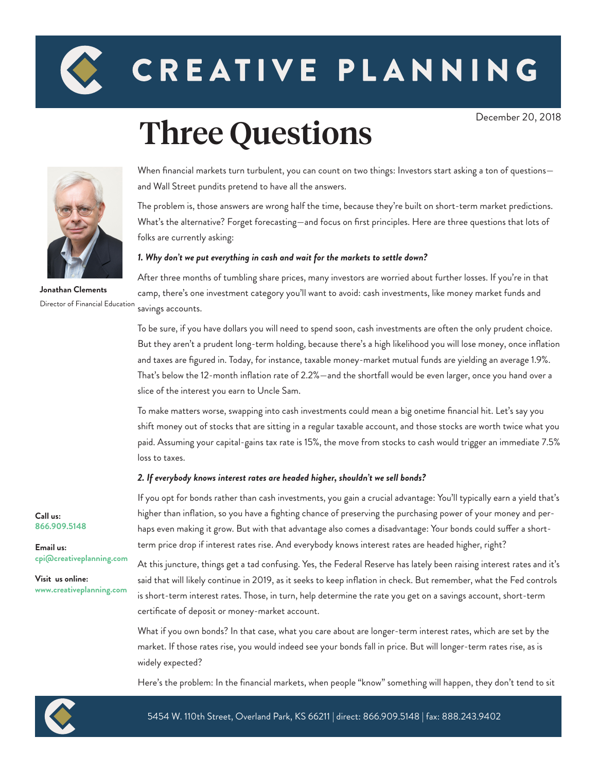# CREATIVE PLANNING

December 20, 2018

# Three Questions

**Jonathan Clements**
Director of Financial Education

When financial markets turn turbulent, you can count on two things: Investors start asking a ton of questions—and Wall Street pundits pretend to have all the answers.

The problem is, those answers are wrong half the time, because they're built on short-term market predictions. What's the alternative? Forget forecasting—and focus on first principles. Here are three questions that lots of folks are currently asking:

***1. Why don't we put everything in cash and wait for the markets to settle down?***

After three months of tumbling share prices, many investors are worried about further losses. If you're in that camp, there's one investment category you'll want to avoid: cash investments, like money market funds and savings accounts.

To be sure, if you have dollars you will need to spend soon, cash investments are often the only prudent choice. But they aren't a prudent long-term holding, because there's a high likelihood you will lose money, once inflation and taxes are figured in. Today, for instance, taxable money-market mutual funds are yielding an average 1.9%. That's below the 12-month inflation rate of 2.2%—and the shortfall would be even larger, once you hand over a slice of the interest you earn to Uncle Sam.

To make matters worse, swapping into cash investments could mean a big onetime financial hit. Let's say you shift money out of stocks that are sitting in a regular taxable account, and those stocks are worth twice what you paid. Assuming your capital-gains tax rate is 15%, the move from stocks to cash would trigger an immediate 7.5% loss to taxes.

***2. If everybody knows interest rates are headed higher, shouldn't we sell bonds?***

If you opt for bonds rather than cash investments, you gain a crucial advantage: You'll typically earn a yield that's higher than inflation, so you have a fighting chance of preserving the purchasing power of your money and perhaps even making it grow. But with that advantage also comes a disadvantage: Your bonds could suffer a short-term price drop if interest rates rise. And everybody knows interest rates are headed higher, right?

At this juncture, things get a tad confusing. Yes, the Federal Reserve has lately been raising interest rates and it's said that will likely continue in 2019, as it seeks to keep inflation in check. But remember, what the Fed controls is short-term interest rates. Those, in turn, help determine the rate you get on a savings account, short-term certificate of deposit or money-market account.

What if you own bonds? In that case, what you care about are longer-term interest rates, which are set by the market. If those rates rise, you would indeed see your bonds fall in price. But will longer-term rates rise, as is widely expected?

Here's the problem: In the financial markets, when people "know" something will happen, they don't tend to sit

**Call us:**
866.909.5148

**Email us:**
cpi@creativeplanning.com

**Visit us online:**
www.creativeplanning.com

5454 W. 110th Street, Overland Park, KS 66211 | direct: 866.909.5148 | fax: 888.243.9402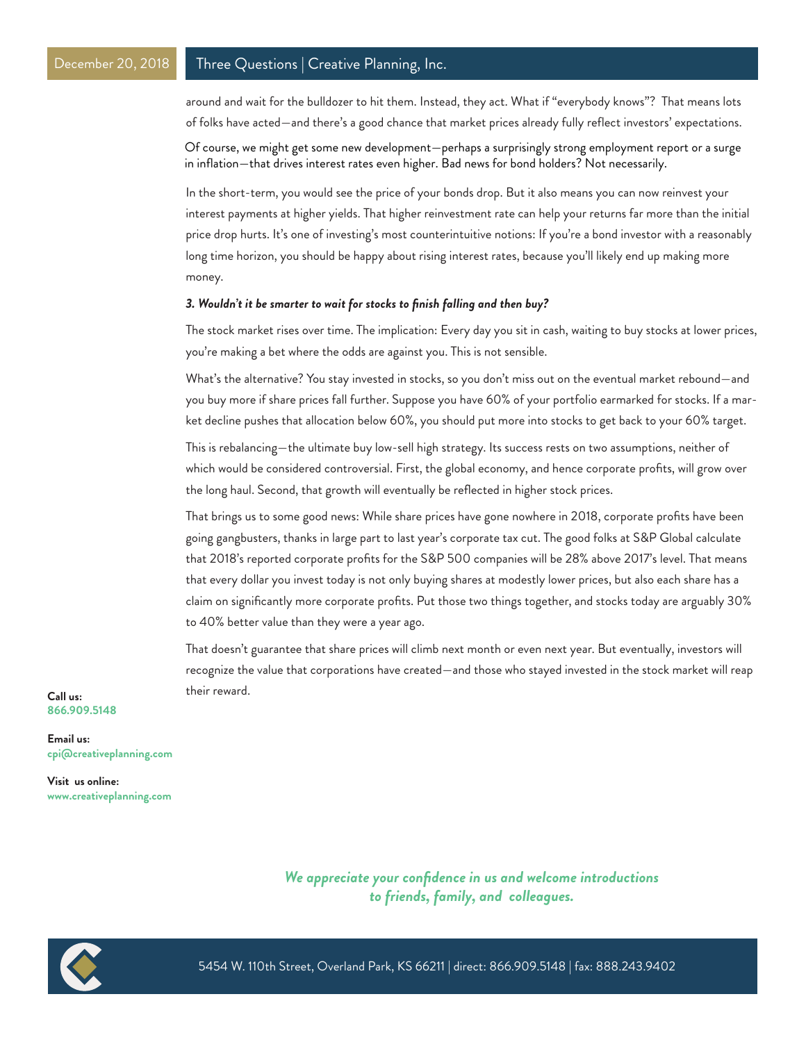around and wait for the bulldozer to hit them. Instead, they act. What if "everybody knows"? That means lots of folks have acted—and there's a good chance that market prices already fully reflect investors' expectations.

Of course, we might get some new development—perhaps a surprisingly strong employment report or a surge in inflation—that drives interest rates even higher. Bad news for bond holders? Not necessarily.

In the short-term, you would see the price of your bonds drop. But it also means you can now reinvest your interest payments at higher yields. That higher reinvestment rate can help your returns far more than the initial price drop hurts. It's one of investing's most counterintuitive notions: If you're a bond investor with a reasonably long time horizon, you should be happy about rising interest rates, because you'll likely end up making more money.

***3. Wouldn't it be smarter to wait for stocks to finish falling and then buy?***

The stock market rises over time. The implication: Every day you sit in cash, waiting to buy stocks at lower prices, you're making a bet where the odds are against you. This is not sensible.

What's the alternative? You stay invested in stocks, so you don't miss out on the eventual market rebound—and you buy more if share prices fall further. Suppose you have 60% of your portfolio earmarked for stocks. If a market decline pushes that allocation below 60%, you should put more into stocks to get back to your 60% target.

This is rebalancing—the ultimate buy low-sell high strategy. Its success rests on two assumptions, neither of which would be considered controversial. First, the global economy, and hence corporate profits, will grow over the long haul. Second, that growth will eventually be reflected in higher stock prices.

That brings us to some good news: While share prices have gone nowhere in 2018, corporate profits have been going gangbusters, thanks in large part to last year's corporate tax cut. The good folks at S&P Global calculate that 2018's reported corporate profits for the S&P 500 companies will be 28% above 2017's level. That means that every dollar you invest today is not only buying shares at modestly lower prices, but also each share has a claim on significantly more corporate profits. Put those two things together, and stocks today are arguably 30% to 40% better value than they were a year ago.

That doesn't guarantee that share prices will climb next month or even next year. But eventually, investors will recognize the value that corporations have created—and those who stayed invested in the stock market will reap their reward.

**Call us:**
866.909.5148

**Email us:**
cpi@creativeplanning.com

**Visit us online:**
www.creativeplanning.com

***We appreciate your confidence in us and welcome introductions to friends, family, and colleagues.***

5454 W. 110th Street, Overland Park, KS 66211 | direct: 866.909.5148 | fax: 888.243.9402